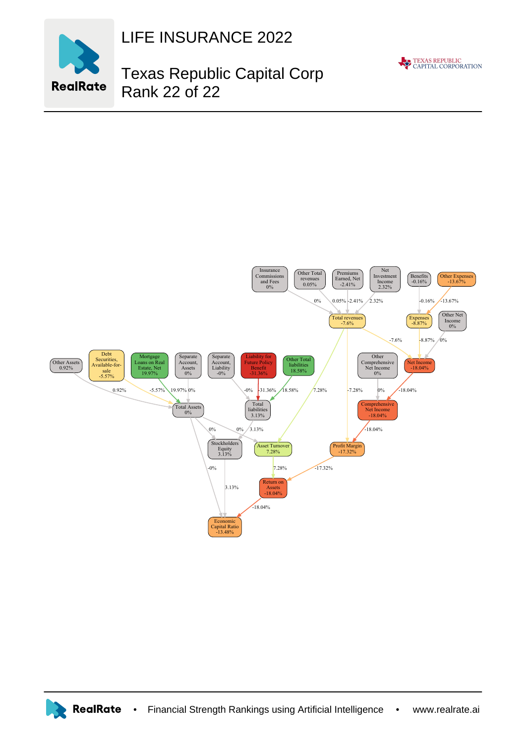# LIFE INSURANCE 2022

## Texas Republic Capital Corp
## Rank 22 of 22

Insurance Commissions and Fees 0%

Other Total revenues 0.05%

Premiums Earned, Net -2.41%

Net Investment Income 2.32%

Benefits -0.16%

Other Expenses -13.67%

Total revenues -7.6%

Expenses -8.87%

Other Net Income 0%

Other Assets 0.92%

Debt Securities, Available-for-sale -5.57%

Mortgage Loans on Real Estate, Net 19.97%

Separate Account, Assets 0%

Separate Account, Liability -0%

Liability for Future Policy Benefit -31.36%

Other Total liabilities 18.58%

Other Comprehensive Net Income 0%

Net Income -18.04%

Total Assets 0%

Total liabilities 3.13%

Comprehensive Net Income -18.04%

Stockholders Equity 3.13%

Asset Turnover 7.28%

Profit Margin -17.32%

Return on Assets -18.04%

Economic Capital Ratio -13.48%

RealRate • Financial Strength Rankings using Artificial Intelligence • www.realrate.ai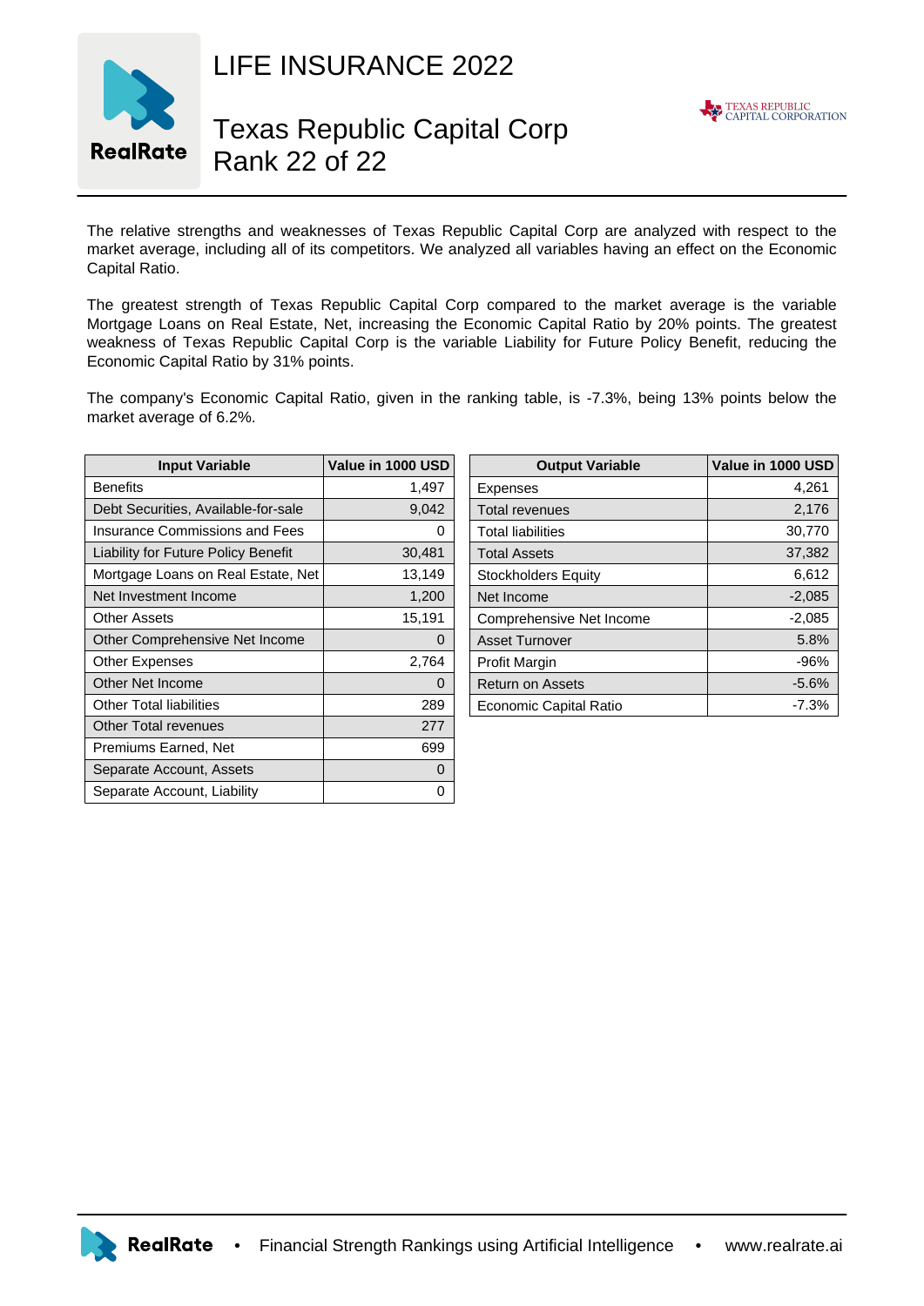# LIFE INSURANCE 2022

## Texas Republic Capital Corp
## Rank 22 of 22

The relative strengths and weaknesses of Texas Republic Capital Corp are analyzed with respect to the market average, including all of its competitors. We analyzed all variables having an effect on the Economic Capital Ratio.

The greatest strength of Texas Republic Capital Corp compared to the market average is the variable Mortgage Loans on Real Estate, Net, increasing the Economic Capital Ratio by 20% points. The greatest weakness of Texas Republic Capital Corp is the variable Liability for Future Policy Benefit, reducing the Economic Capital Ratio by 31% points.

The company's Economic Capital Ratio, given in the ranking table, is -7.3%, being 13% points below the market average of 6.2%.

| Input Variable | Value in 1000 USD |
|---|---:|
| Benefits | 1,497 |
| Debt Securities, Available-for-sale | 9,042 |
| Insurance Commissions and Fees | 0 |
| Liability for Future Policy Benefit | 30,481 |
| Mortgage Loans on Real Estate, Net | 13,149 |
| Net Investment Income | 1,200 |
| Other Assets | 15,191 |
| Other Comprehensive Net Income | 0 |
| Other Expenses | 2,764 |
| Other Net Income | 0 |
| Other Total liabilities | 289 |
| Other Total revenues | 277 |
| Premiums Earned, Net | 699 |
| Separate Account, Assets | 0 |
| Separate Account, Liability | 0 |

| Output Variable | Value in 1000 USD |
|---|---:|
| Expenses | 4,261 |
| Total revenues | 2,176 |
| Total liabilities | 30,770 |
| Total Assets | 37,382 |
| Stockholders Equity | 6,612 |
| Net Income | -2,085 |
| Comprehensive Net Income | -2,085 |
| Asset Turnover | 5.8% |
| Profit Margin | -96% |
| Return on Assets | -5.6% |
| Economic Capital Ratio | -7.3% |